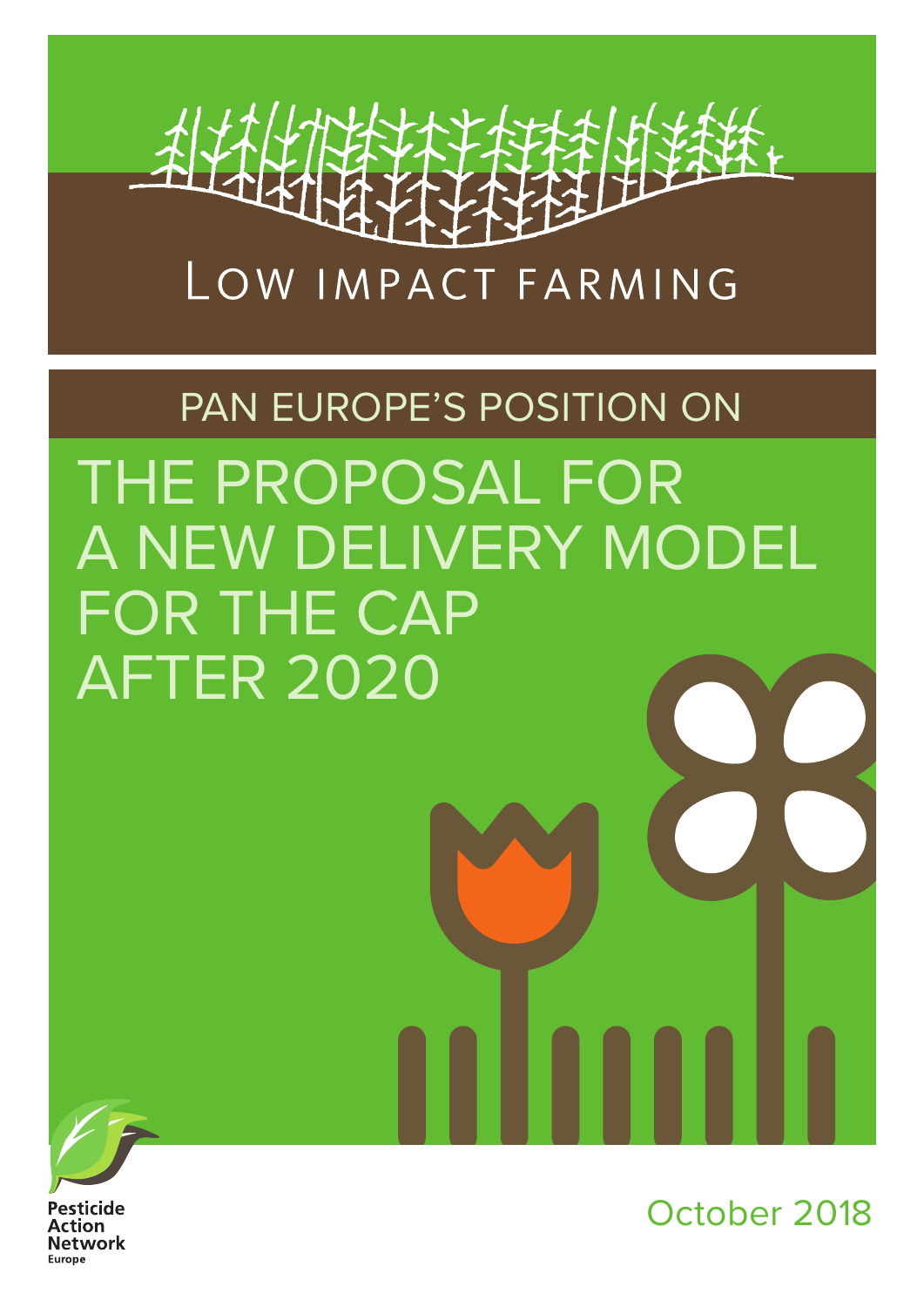LOW IMPACT FARMING

PAN EUROPE'S POSITION ON

# THE PROPOSAL FOR A NEW DELIVERY MODEL FOR THE CAP AFTER 2020

Pesticide Action Network Europe

October 2018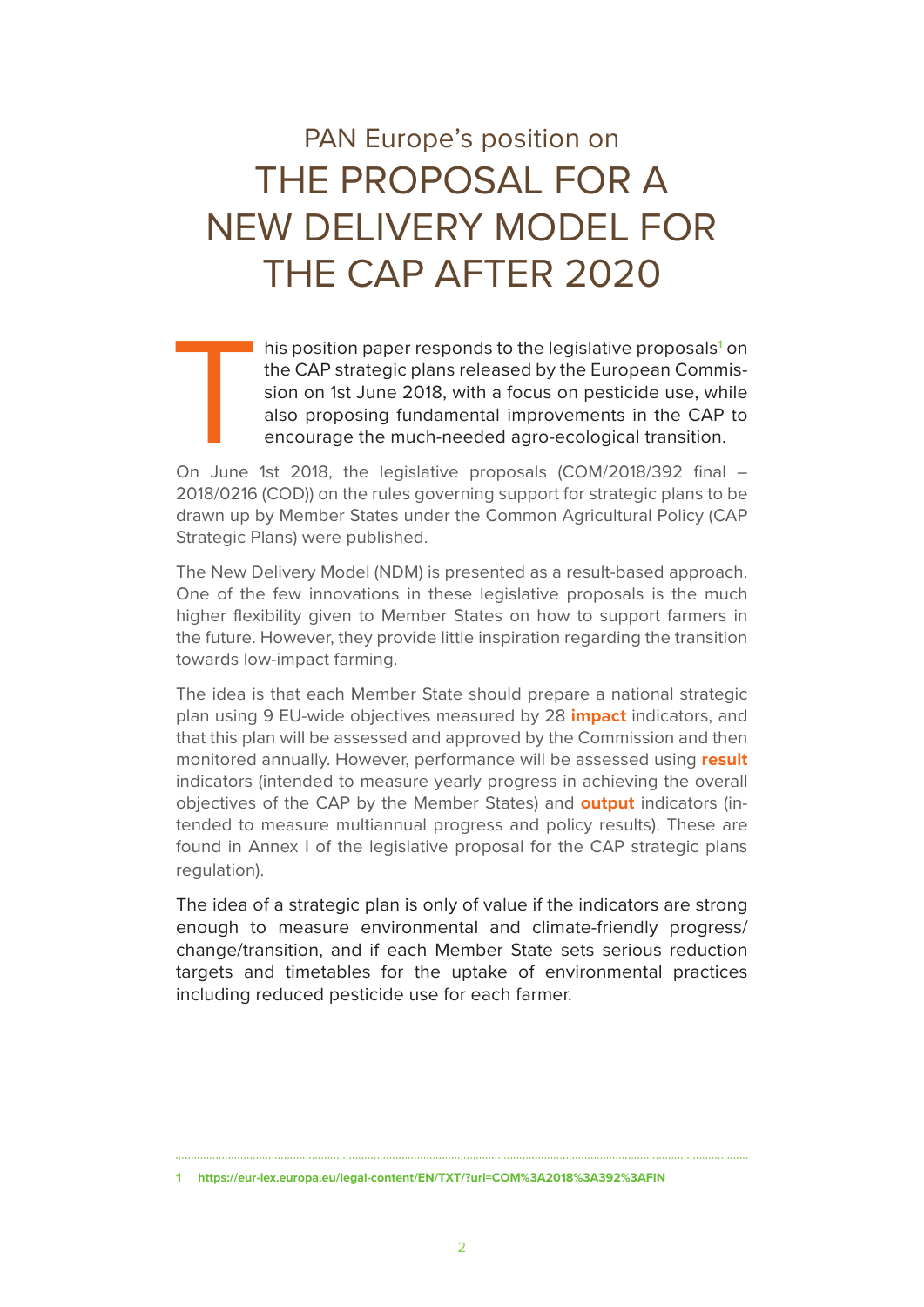PAN Europe's position on

# THE PROPOSAL FOR A NEW DELIVERY MODEL FOR THE CAP AFTER 2020

This position paper responds to the legislative proposals[1] on the CAP strategic plans released by the European Commission on 1st June 2018, with a focus on pesticide use, while also proposing fundamental improvements in the CAP to encourage the much-needed agro-ecological transition.

On June 1st 2018, the legislative proposals (COM/2018/392 final – 2018/0216 (COD)) on the rules governing support for strategic plans to be drawn up by Member States under the Common Agricultural Policy (CAP Strategic Plans) were published.

The New Delivery Model (NDM) is presented as a result-based approach. One of the few innovations in these legislative proposals is the much higher flexibility given to Member States on how to support farmers in the future. However, they provide little inspiration regarding the transition towards low-impact farming.

The idea is that each Member State should prepare a national strategic plan using 9 EU-wide objectives measured by 28 **impact** indicators, and that this plan will be assessed and approved by the Commission and then monitored annually. However, performance will be assessed using **result** indicators (intended to measure yearly progress in achieving the overall objectives of the CAP by the Member States) and **output** indicators (intended to measure multiannual progress and policy results). These are found in Annex I of the legislative proposal for the CAP strategic plans regulation).

The idea of a strategic plan is only of value if the indicators are strong enough to measure environmental and climate-friendly progress/change/transition, and if each Member State sets serious reduction targets and timetables for the uptake of environmental practices including reduced pesticide use for each farmer.

---

1 https://eur-lex.europa.eu/legal-content/EN/TXT/?uri=COM%3A2018%3A392%3AFIN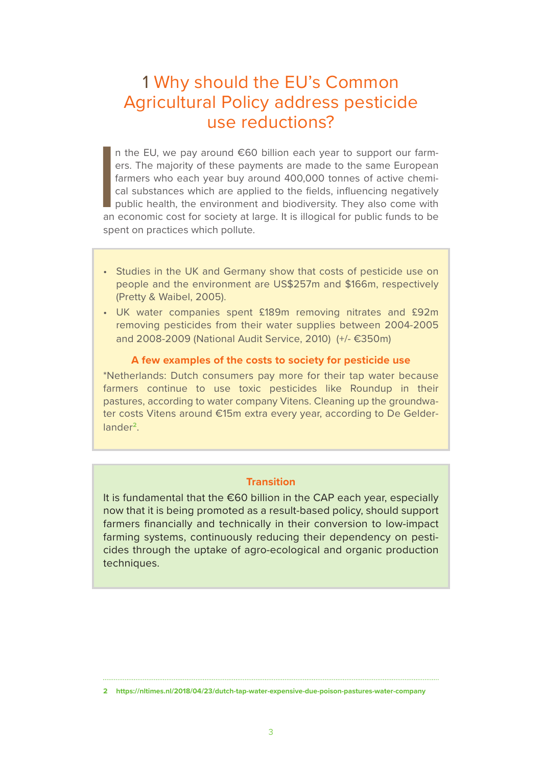# 1 Why should the EU's Common Agricultural Policy address pesticide use reductions?

In the EU, we pay around €60 billion each year to support our farmers. The majority of these payments are made to the same European farmers who each year buy around 400,000 tonnes of active chemical substances which are applied to the fields, influencing negatively public health, the environment and biodiversity. They also come with an economic cost for society at large. It is illogical for public funds to be spent on practices which pollute.

- Studies in the UK and Germany show that costs of pesticide use on people and the environment are US$257m and $166m, respectively (Pretty & Waibel, 2005).
- UK water companies spent £189m removing nitrates and £92m removing pesticides from their water supplies between 2004-2005 and 2008-2009 (National Audit Service, 2010) (+/- €350m)

**A few examples of the costs to society for pesticide use**

*Netherlands: Dutch consumers pay more for their tap water because farmers continue to use toxic pesticides like Roundup in their pastures, according to water company Vitens. Cleaning up the groundwater costs Vitens around €15m extra every year, according to De Gelderlander[2].

**Transition**

It is fundamental that the €60 billion in the CAP each year, especially now that it is being promoted as a result-based policy, should support farmers financially and technically in their conversion to low-impact farming systems, continuously reducing their dependency on pesticides through the uptake of agro-ecological and organic production techniques.

---

2 https://nltimes.nl/2018/04/23/dutch-tap-water-expensive-due-poison-pastures-water-company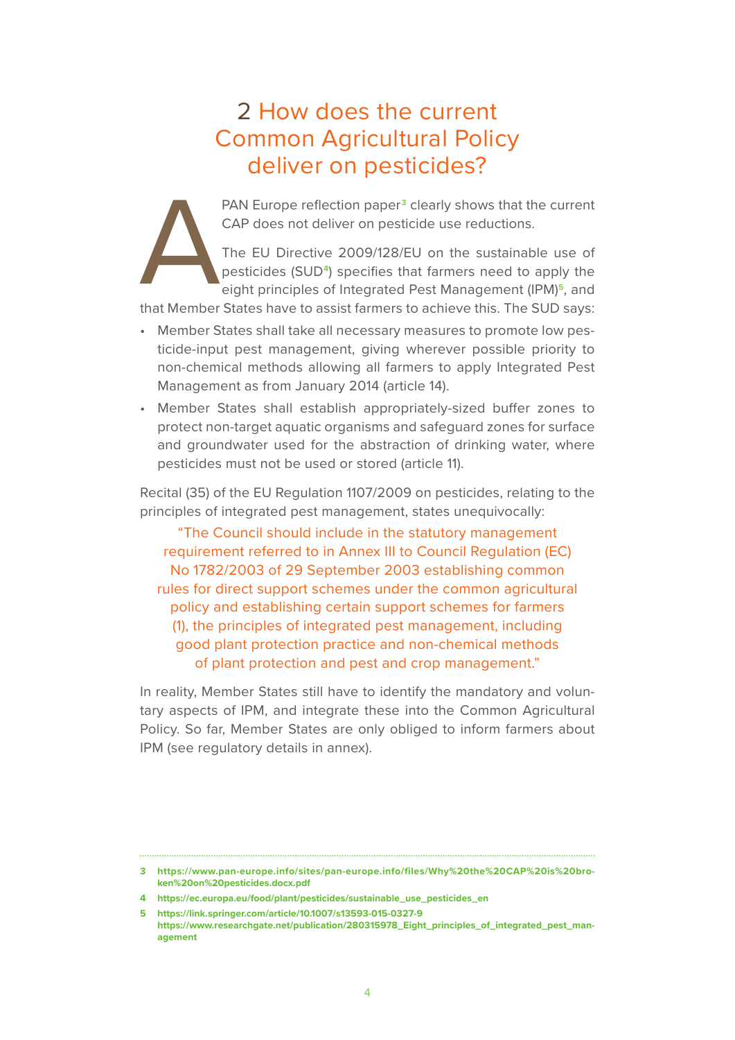# 2 How does the current Common Agricultural Policy deliver on pesticides?

A PAN Europe reflection paper[3] clearly shows that the current CAP does not deliver on pesticide use reductions.

The EU Directive 2009/128/EU on the sustainable use of pesticides (SUD[4]) specifies that farmers need to apply the eight principles of Integrated Pest Management (IPM)[5], and that Member States have to assist farmers to achieve this. The SUD says:

- Member States shall take all necessary measures to promote low pesticide-input pest management, giving wherever possible priority to non-chemical methods allowing all farmers to apply Integrated Pest Management as from January 2014 (article 14).
- Member States shall establish appropriately-sized buffer zones to protect non-target aquatic organisms and safeguard zones for surface and groundwater used for the abstraction of drinking water, where pesticides must not be used or stored (article 11).

Recital (35) of the EU Regulation 1107/2009 on pesticides, relating to the principles of integrated pest management, states unequivocally:

> "The Council should include in the statutory management requirement referred to in Annex III to Council Regulation (EC) No 1782/2003 of 29 September 2003 establishing common rules for direct support schemes under the common agricultural policy and establishing certain support schemes for farmers (1), the principles of integrated pest management, including good plant protection practice and non-chemical methods of plant protection and pest and crop management."

In reality, Member States still have to identify the mandatory and voluntary aspects of IPM, and integrate these into the Common Agricultural Policy. So far, Member States are only obliged to inform farmers about IPM (see regulatory details in annex).

---

3 https://www.pan-europe.info/sites/pan-europe.info/files/Why%20the%20CAP%20is%20broken%20on%20pesticides.docx.pdf

4 https://ec.europa.eu/food/plant/pesticides/sustainable_use_pesticides_en

5 https://link.springer.com/article/10.1007/s13593-015-0327-9
https://www.researchgate.net/publication/280315978_Eight_principles_of_integrated_pest_management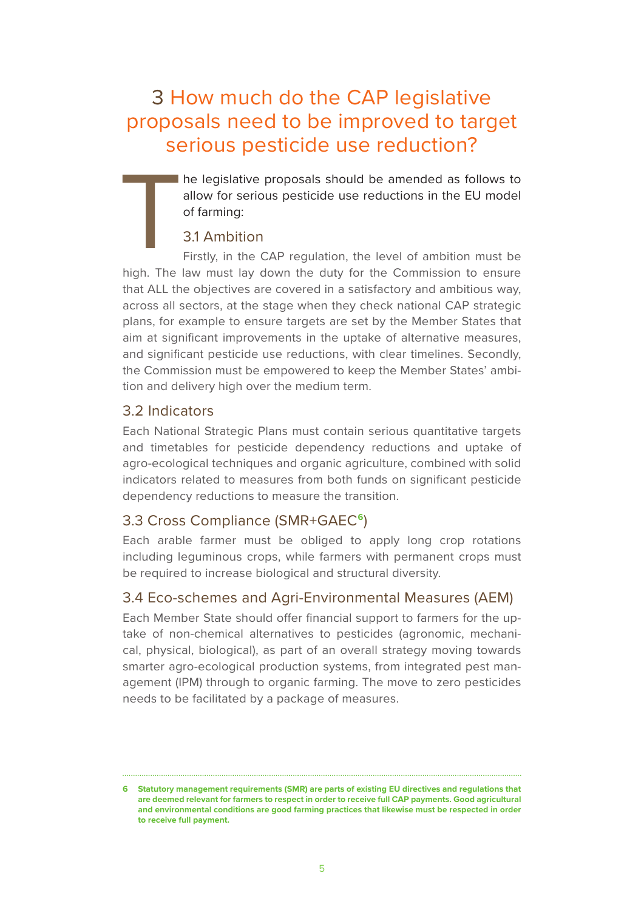# 3 How much do the CAP legislative proposals need to be improved to target serious pesticide use reduction?

The legislative proposals should be amended as follows to allow for serious pesticide use reductions in the EU model of farming:

## 3.1 Ambition

Firstly, in the CAP regulation, the level of ambition must be high. The law must lay down the duty for the Commission to ensure that ALL the objectives are covered in a satisfactory and ambitious way, across all sectors, at the stage when they check national CAP strategic plans, for example to ensure targets are set by the Member States that aim at significant improvements in the uptake of alternative measures, and significant pesticide use reductions, with clear timelines. Secondly, the Commission must be empowered to keep the Member States' ambition and delivery high over the medium term.

## 3.2 Indicators

Each National Strategic Plans must contain serious quantitative targets and timetables for pesticide dependency reductions and uptake of agro-ecological techniques and organic agriculture, combined with solid indicators related to measures from both funds on significant pesticide dependency reductions to measure the transition.

## 3.3 Cross Compliance (SMR+GAEC[6])

Each arable farmer must be obliged to apply long crop rotations including leguminous crops, while farmers with permanent crops must be required to increase biological and structural diversity.

## 3.4 Eco-schemes and Agri-Environmental Measures (AEM)

Each Member State should offer financial support to farmers for the uptake of non-chemical alternatives to pesticides (agronomic, mechanical, physical, biological), as part of an overall strategy moving towards smarter agro-ecological production systems, from integrated pest management (IPM) through to organic farming. The move to zero pesticides needs to be facilitated by a package of measures.

---

**6 Statutory management requirements (SMR) are parts of existing EU directives and regulations that are deemed relevant for farmers to respect in order to receive full CAP payments. Good agricultural and environmental conditions are good farming practices that likewise must be respected in order to receive full payment.**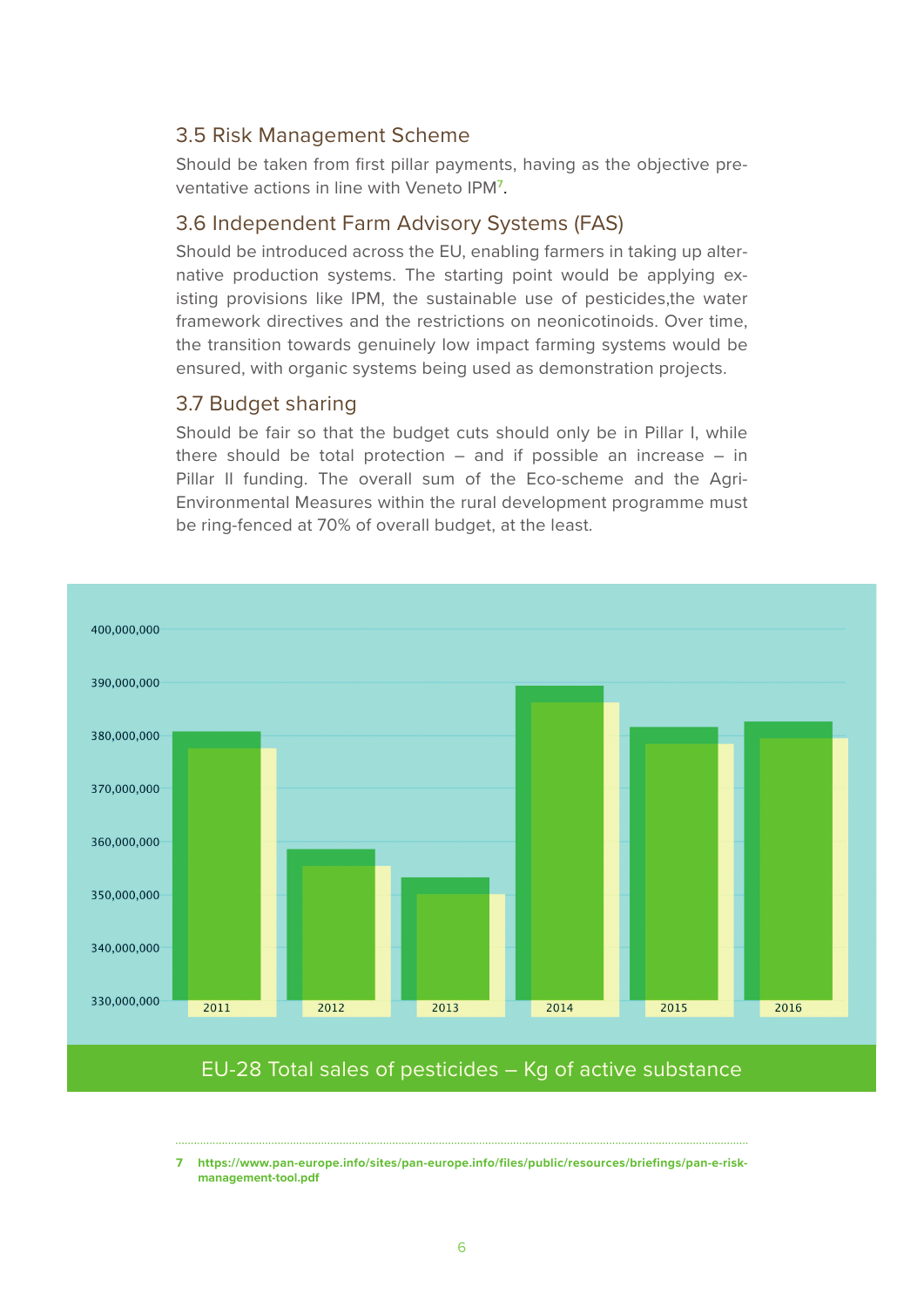### 3.5 Risk Management Scheme

Should be taken from first pillar payments, having as the objective preventative actions in line with Veneto IPM[7].

### 3.6 Independent Farm Advisory Systems (FAS)

Should be introduced across the EU, enabling farmers in taking up alternative production systems. The starting point would be applying existing provisions like IPM, the sustainable use of pesticides,the water framework directives and the restrictions on neonicotinoids. Over time, the transition towards genuinely low impact farming systems would be ensured, with organic systems being used as demonstration projects.

### 3.7 Budget sharing

Should be fair so that the budget cuts should only be in Pillar I, while there should be total protection – and if possible an increase – in Pillar II funding. The overall sum of the Eco-scheme and the Agri-Environmental Measures within the rural development programme must be ring-fenced at 70% of overall budget, at the least.

EU-28 Total sales of pesticides – Kg of active substance

---

7 https://www.pan-europe.info/sites/pan-europe.info/files/public/resources/briefings/pan-e-risk-management-tool.pdf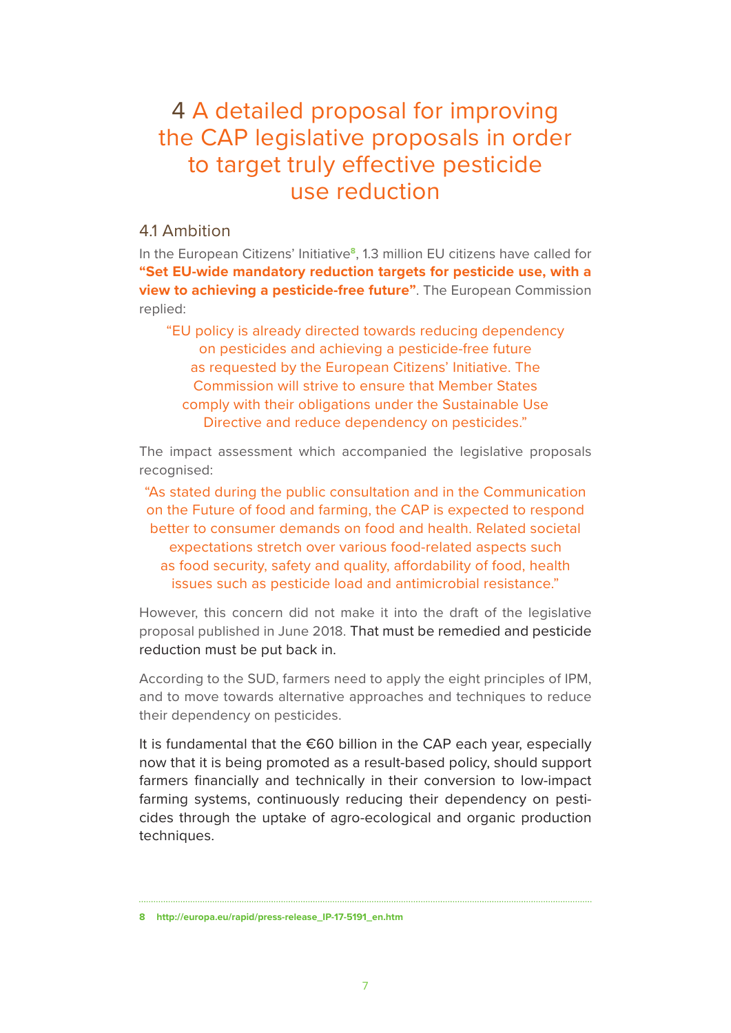# 4 A detailed proposal for improving the CAP legislative proposals in order to target truly effective pesticide use reduction

## 4.1 Ambition

In the European Citizens' Initiative[8], 1.3 million EU citizens have called for **"Set EU-wide mandatory reduction targets for pesticide use, with a view to achieving a pesticide-free future"**. The European Commission replied:

> "EU policy is already directed towards reducing dependency on pesticides and achieving a pesticide-free future as requested by the European Citizens' Initiative. The Commission will strive to ensure that Member States comply with their obligations under the Sustainable Use Directive and reduce dependency on pesticides."

The impact assessment which accompanied the legislative proposals recognised:

> "As stated during the public consultation and in the Communication on the Future of food and farming, the CAP is expected to respond better to consumer demands on food and health. Related societal expectations stretch over various food-related aspects such as food security, safety and quality, affordability of food, health issues such as pesticide load and antimicrobial resistance."

However, this concern did not make it into the draft of the legislative proposal published in June 2018. That must be remedied and pesticide reduction must be put back in.

According to the SUD, farmers need to apply the eight principles of IPM, and to move towards alternative approaches and techniques to reduce their dependency on pesticides.

It is fundamental that the €60 billion in the CAP each year, especially now that it is being promoted as a result-based policy, should support farmers financially and technically in their conversion to low-impact farming systems, continuously reducing their dependency on pesticides through the uptake of agro-ecological and organic production techniques.

---

8 http://europa.eu/rapid/press-release_IP-17-5191_en.htm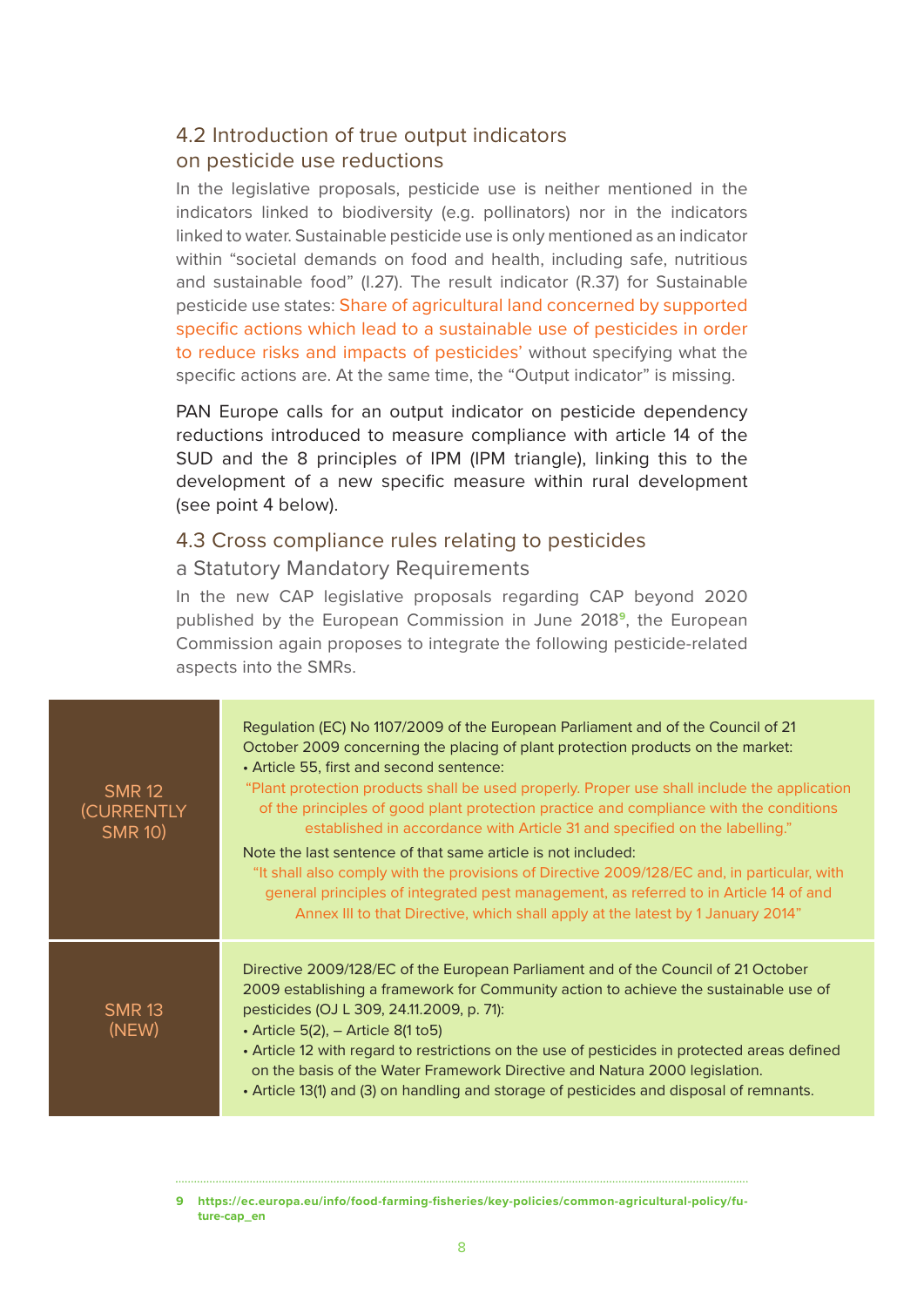## 4.2 Introduction of true output indicators on pesticide use reductions

In the legislative proposals, pesticide use is neither mentioned in the indicators linked to biodiversity (e.g. pollinators) nor in the indicators linked to water. Sustainable pesticide use is only mentioned as an indicator within "societal demands on food and health, including safe, nutritious and sustainable food" (I.27). The result indicator (R.37) for Sustainable pesticide use states: Share of agricultural land concerned by supported specific actions which lead to a sustainable use of pesticides in order to reduce risks and impacts of pesticides' without specifying what the specific actions are. At the same time, the "Output indicator" is missing.

PAN Europe calls for an output indicator on pesticide dependency reductions introduced to measure compliance with article 14 of the SUD and the 8 principles of IPM (IPM triangle), linking this to the development of a new specific measure within rural development (see point 4 below).

## 4.3 Cross compliance rules relating to pesticides

### a Statutory Mandatory Requirements

In the new CAP legislative proposals regarding CAP beyond 2020 published by the European Commission in June 2018[9], the European Commission again proposes to integrate the following pesticide-related aspects into the SMRs.

| | |
|---|---|
| SMR 12 (CURRENTLY SMR 10) | Regulation (EC) No 1107/2009 of the European Parliament and of the Council of 21 October 2009 concerning the placing of plant protection products on the market:<br>• Article 55, first and second sentence:<br>"Plant protection products shall be used properly. Proper use shall include the application of the principles of good plant protection practice and compliance with the conditions established in accordance with Article 31 and specified on the labelling."<br>Note the last sentence of that same article is not included:<br>"It shall also comply with the provisions of Directive 2009/128/EC and, in particular, with general principles of integrated pest management, as referred to in Article 14 of and Annex III to that Directive, which shall apply at the latest by 1 January 2014" |
| SMR 13 (NEW) | Directive 2009/128/EC of the European Parliament and of the Council of 21 October 2009 establishing a framework for Community action to achieve the sustainable use of pesticides (OJ L 309, 24.11.2009, p. 71):<br>• Article 5(2), – Article 8(1 to5)<br>• Article 12 with regard to restrictions on the use of pesticides in protected areas defined on the basis of the Water Framework Directive and Natura 2000 legislation.<br>• Article 13(1) and (3) on handling and storage of pesticides and disposal of remnants. |

9 https://ec.europa.eu/info/food-farming-fisheries/key-policies/common-agricultural-policy/future-cap_en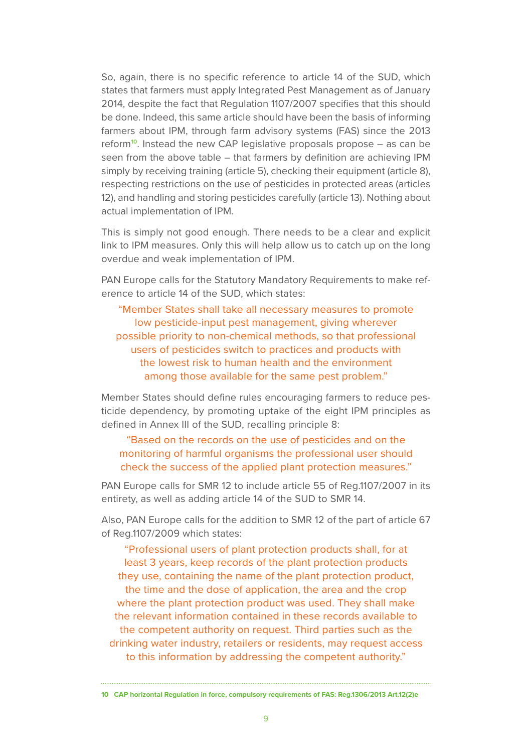So, again, there is no specific reference to article 14 of the SUD, which states that farmers must apply Integrated Pest Management as of January 2014, despite the fact that Regulation 1107/2007 specifies that this should be done. Indeed, this same article should have been the basis of informing farmers about IPM, through farm advisory systems (FAS) since the 2013 reform[10]. Instead the new CAP legislative proposals propose – as can be seen from the above table – that farmers by definition are achieving IPM simply by receiving training (article 5), checking their equipment (article 8), respecting restrictions on the use of pesticides in protected areas (articles 12), and handling and storing pesticides carefully (article 13). Nothing about actual implementation of IPM.

This is simply not good enough. There needs to be a clear and explicit link to IPM measures. Only this will help allow us to catch up on the long overdue and weak implementation of IPM.

PAN Europe calls for the Statutory Mandatory Requirements to make reference to article 14 of the SUD, which states:

> "Member States shall take all necessary measures to promote low pesticide-input pest management, giving wherever possible priority to non-chemical methods, so that professional users of pesticides switch to practices and products with the lowest risk to human health and the environment among those available for the same pest problem."

Member States should define rules encouraging farmers to reduce pesticide dependency, by promoting uptake of the eight IPM principles as defined in Annex III of the SUD, recalling principle 8:

> "Based on the records on the use of pesticides and on the monitoring of harmful organisms the professional user should check the success of the applied plant protection measures."

PAN Europe calls for SMR 12 to include article 55 of Reg.1107/2007 in its entirety, as well as adding article 14 of the SUD to SMR 14.

Also, PAN Europe calls for the addition to SMR 12 of the part of article 67 of Reg.1107/2009 which states:

> "Professional users of plant protection products shall, for at least 3 years, keep records of the plant protection products they use, containing the name of the plant protection product, the time and the dose of application, the area and the crop where the plant protection product was used. They shall make the relevant information contained in these records available to the competent authority on request. Third parties such as the drinking water industry, retailers or residents, may request access to this information by addressing the competent authority."

---

**10 CAP horizontal Regulation in force, compulsory requirements of FAS: Reg.1306/2013 Art.12(2)e**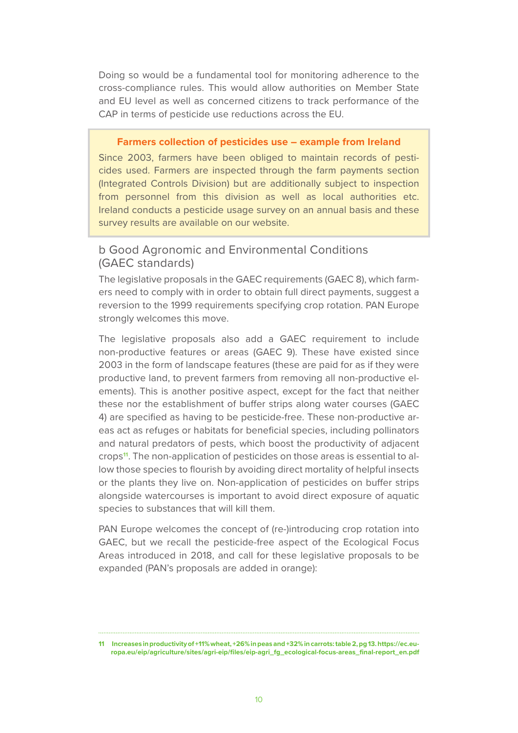Doing so would be a fundamental tool for monitoring adherence to the cross-compliance rules. This would allow authorities on Member State and EU level as well as concerned citizens to track performance of the CAP in terms of pesticide use reductions across the EU.

> **Farmers collection of pesticides use – example from Ireland**
>
> Since 2003, farmers have been obliged to maintain records of pesticides used. Farmers are inspected through the farm payments section (Integrated Controls Division) but are additionally subject to inspection from personnel from this division as well as local authorities etc. Ireland conducts a pesticide usage survey on an annual basis and these survey results are available on our website.

## b Good Agronomic and Environmental Conditions (GAEC standards)

The legislative proposals in the GAEC requirements (GAEC 8), which farmers need to comply with in order to obtain full direct payments, suggest a reversion to the 1999 requirements specifying crop rotation. PAN Europe strongly welcomes this move.

The legislative proposals also add a GAEC requirement to include non-productive features or areas (GAEC 9). These have existed since 2003 in the form of landscape features (these are paid for as if they were productive land, to prevent farmers from removing all non-productive elements). This is another positive aspect, except for the fact that neither these nor the establishment of buffer strips along water courses (GAEC 4) are specified as having to be pesticide-free. These non-productive areas act as refuges or habitats for beneficial species, including pollinators and natural predators of pests, which boost the productivity of adjacent crops[11]. The non-application of pesticides on those areas is essential to allow those species to flourish by avoiding direct mortality of helpful insects or the plants they live on. Non-application of pesticides on buffer strips alongside watercourses is important to avoid direct exposure of aquatic species to substances that will kill them.

PAN Europe welcomes the concept of (re-)introducing crop rotation into GAEC, but we recall the pesticide-free aspect of the Ecological Focus Areas introduced in 2018, and call for these legislative proposals to be expanded (PAN's proposals are added in orange):

---

[11] Increases in productivity of +11% wheat, +26% in peas and +32% in carrots: table 2, pg 13. https://ec.europa.eu/eip/agriculture/sites/agri-eip/files/eip-agri_fg_ecological-focus-areas_final-report_en.pdf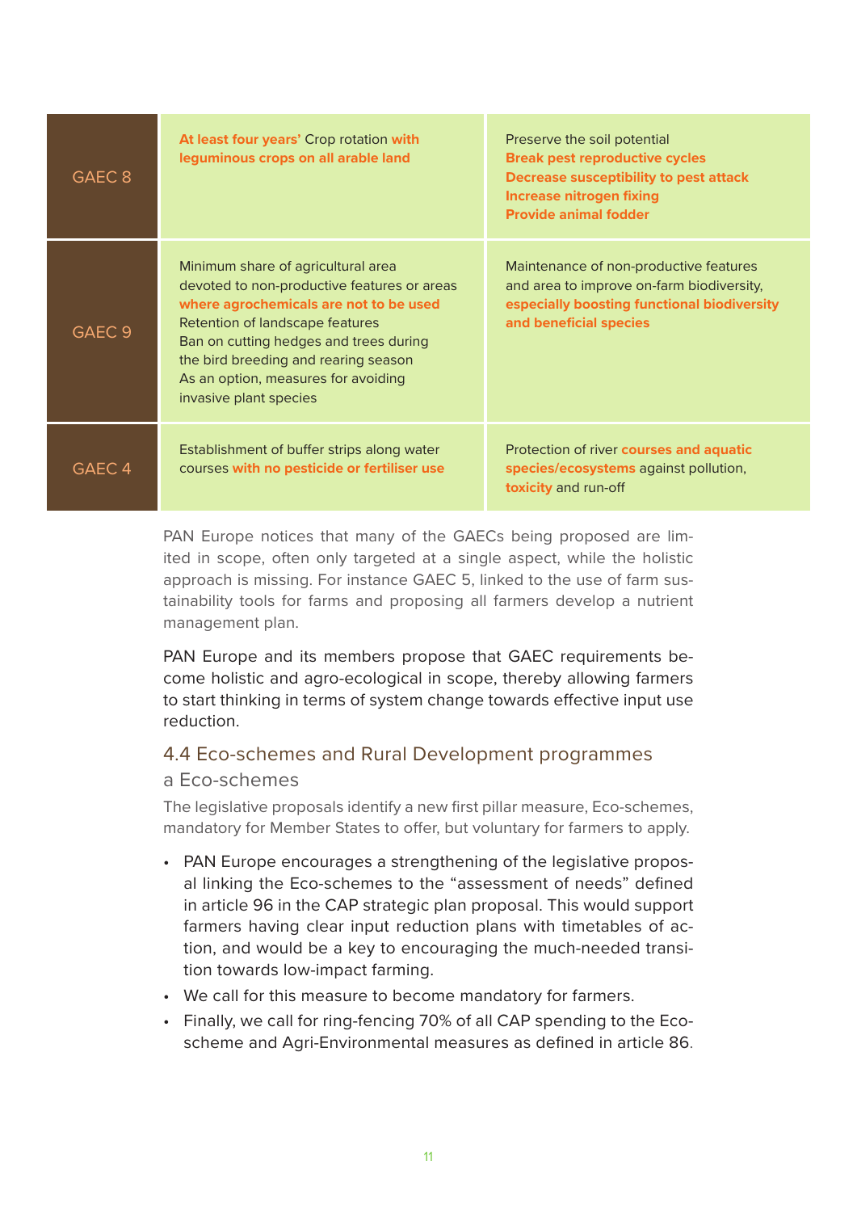| | | |
|---|---|---|
| GAEC 8 | **At least four years'** Crop rotation **with leguminous crops on all arable land** | Preserve the soil potential<br>**Break pest reproductive cycles**<br>**Decrease susceptibility to pest attack**<br>**Increase nitrogen fixing**<br>**Provide animal fodder** |
| GAEC 9 | Minimum share of agricultural area devoted to non-productive features or areas **where agrochemicals are not to be used**<br>Retention of landscape features<br>Ban on cutting hedges and trees during the bird breeding and rearing season<br>As an option, measures for avoiding invasive plant species | Maintenance of non-productive features and area to improve on-farm biodiversity, **especially boosting functional biodiversity and beneficial species** |
| GAEC 4 | Establishment of buffer strips along water courses **with no pesticide or fertiliser use** | Protection of river **courses and aquatic species/ecosystems** against pollution, **toxicity** and run-off |

PAN Europe notices that many of the GAECs being proposed are limited in scope, often only targeted at a single aspect, while the holistic approach is missing. For instance GAEC 5, linked to the use of farm sustainability tools for farms and proposing all farmers develop a nutrient management plan.

PAN Europe and its members propose that GAEC requirements become holistic and agro-ecological in scope, thereby allowing farmers to start thinking in terms of system change towards effective input use reduction.

## 4.4 Eco-schemes and Rural Development programmes

### a Eco-schemes

The legislative proposals identify a new first pillar measure, Eco-schemes, mandatory for Member States to offer, but voluntary for farmers to apply.

- PAN Europe encourages a strengthening of the legislative proposal linking the Eco-schemes to the "assessment of needs" defined in article 96 in the CAP strategic plan proposal. This would support farmers having clear input reduction plans with timetables of action, and would be a key to encouraging the much-needed transition towards low-impact farming.
- We call for this measure to become mandatory for farmers.
- Finally, we call for ring-fencing 70% of all CAP spending to the Eco-scheme and Agri-Environmental measures as defined in article 86.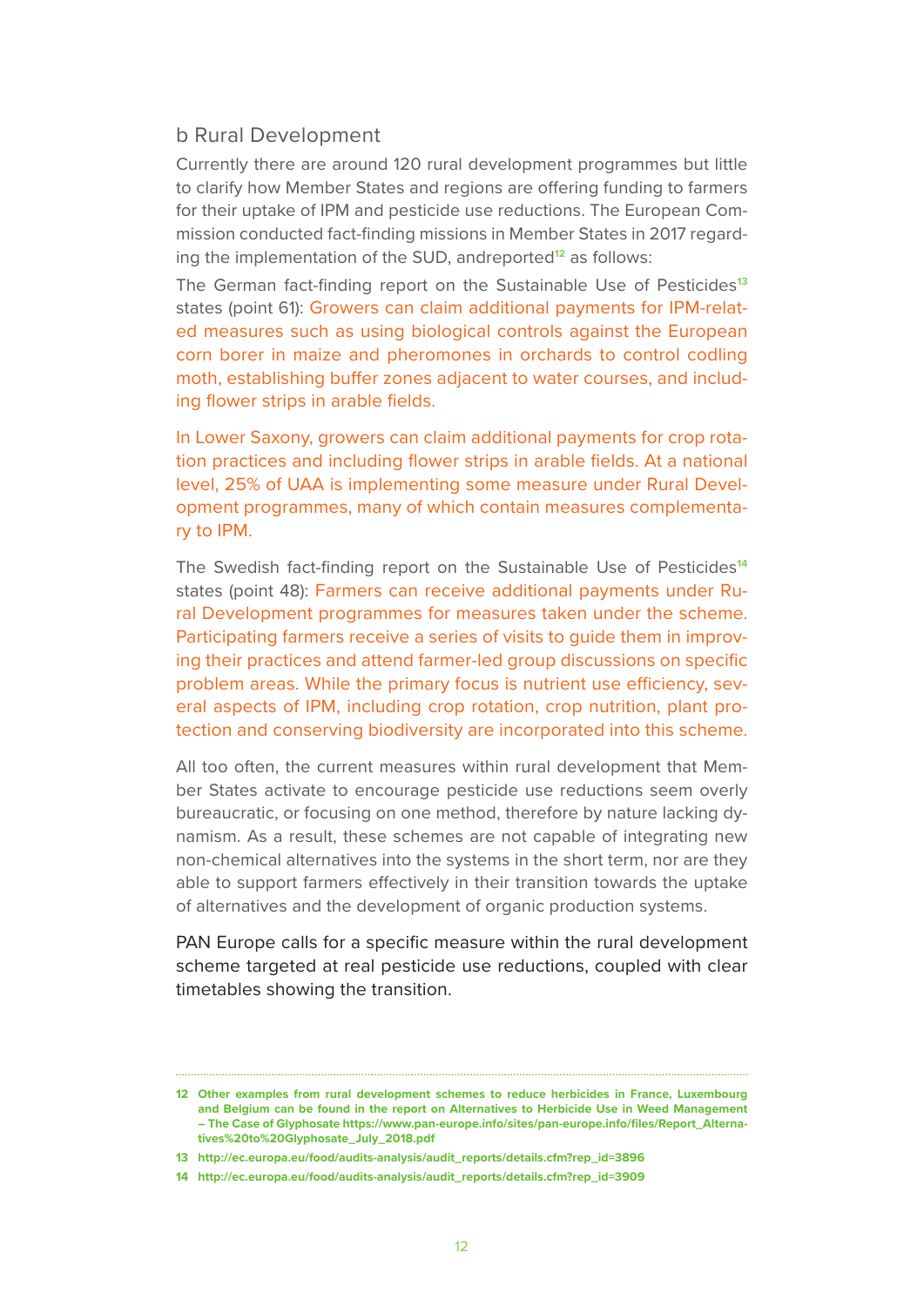## b Rural Development

Currently there are around 120 rural development programmes but little to clarify how Member States and regions are offering funding to farmers for their uptake of IPM and pesticide use reductions. The European Commission conducted fact-finding missions in Member States in 2017 regarding the implementation of the SUD, andreported[12] as follows:

The German fact-finding report on the Sustainable Use of Pesticides[13] states (point 61): Growers can claim additional payments for IPM-related measures such as using biological controls against the European corn borer in maize and pheromones in orchards to control codling moth, establishing buffer zones adjacent to water courses, and including flower strips in arable fields.

In Lower Saxony, growers can claim additional payments for crop rotation practices and including flower strips in arable fields. At a national level, 25% of UAA is implementing some measure under Rural Development programmes, many of which contain measures complementary to IPM.

The Swedish fact-finding report on the Sustainable Use of Pesticides[14] states (point 48): Farmers can receive additional payments under Rural Development programmes for measures taken under the scheme. Participating farmers receive a series of visits to guide them in improving their practices and attend farmer-led group discussions on specific problem areas. While the primary focus is nutrient use efficiency, several aspects of IPM, including crop rotation, crop nutrition, plant protection and conserving biodiversity are incorporated into this scheme.

All too often, the current measures within rural development that Member States activate to encourage pesticide use reductions seem overly bureaucratic, or focusing on one method, therefore by nature lacking dynamism. As a result, these schemes are not capable of integrating new non-chemical alternatives into the systems in the short term, nor are they able to support farmers effectively in their transition towards the uptake of alternatives and the development of organic production systems.

PAN Europe calls for a specific measure within the rural development scheme targeted at real pesticide use reductions, coupled with clear timetables showing the transition.

---

12 Other examples from rural development schemes to reduce herbicides in France, Luxembourg and Belgium can be found in the report on Alternatives to Herbicide Use in Weed Management – The Case of Glyphosate https://www.pan-europe.info/sites/pan-europe.info/files/Report_Alternatives%20to%20Glyphosate_July_2018.pdf

13 http://ec.europa.eu/food/audits-analysis/audit_reports/details.cfm?rep_id=3896

14 http://ec.europa.eu/food/audits-analysis/audit_reports/details.cfm?rep_id=3909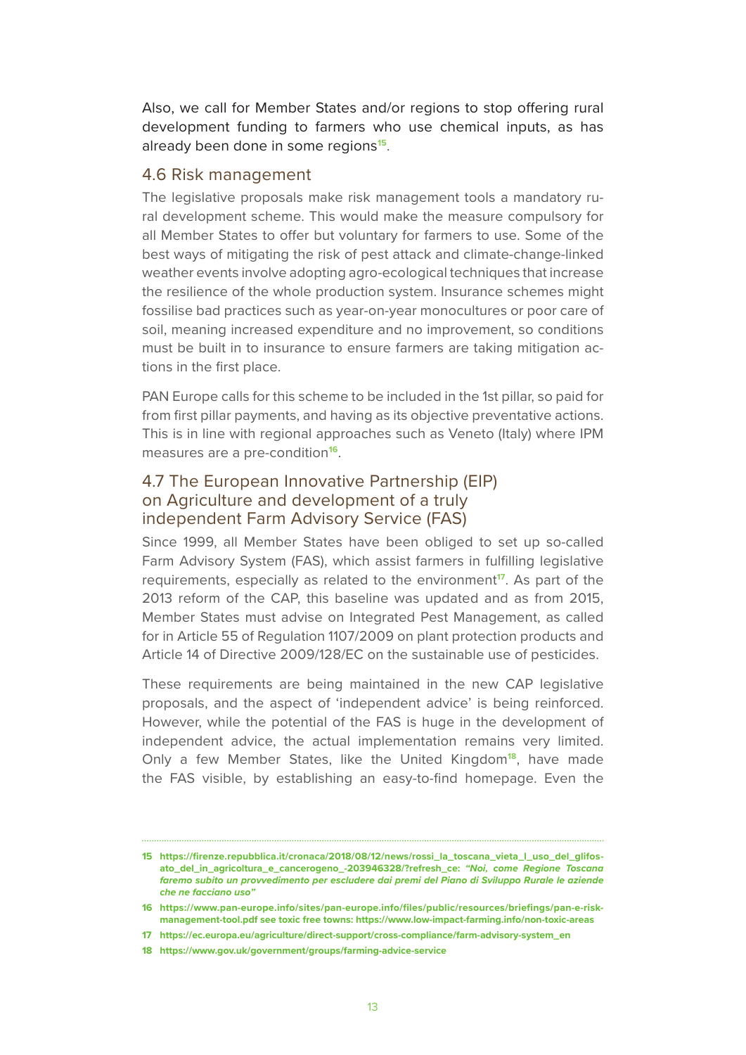Also, we call for Member States and/or regions to stop offering rural development funding to farmers who use chemical inputs, as has already been done in some regions[15].

## 4.6 Risk management

The legislative proposals make risk management tools a mandatory rural development scheme. This would make the measure compulsory for all Member States to offer but voluntary for farmers to use. Some of the best ways of mitigating the risk of pest attack and climate-change-linked weather events involve adopting agro-ecological techniques that increase the resilience of the whole production system. Insurance schemes might fossilise bad practices such as year-on-year monocultures or poor care of soil, meaning increased expenditure and no improvement, so conditions must be built in to insurance to ensure farmers are taking mitigation actions in the first place.

PAN Europe calls for this scheme to be included in the 1st pillar, so paid for from first pillar payments, and having as its objective preventative actions. This is in line with regional approaches such as Veneto (Italy) where IPM measures are a pre-condition[16].

## 4.7 The European Innovative Partnership (EIP) on Agriculture and development of a truly independent Farm Advisory Service (FAS)

Since 1999, all Member States have been obliged to set up so-called Farm Advisory System (FAS), which assist farmers in fulfilling legislative requirements, especially as related to the environment[17]. As part of the 2013 reform of the CAP, this baseline was updated and as from 2015, Member States must advise on Integrated Pest Management, as called for in Article 55 of Regulation 1107/2009 on plant protection products and Article 14 of Directive 2009/128/EC on the sustainable use of pesticides.

These requirements are being maintained in the new CAP legislative proposals, and the aspect of 'independent advice' is being reinforced. However, while the potential of the FAS is huge in the development of independent advice, the actual implementation remains very limited. Only a few Member States, like the United Kingdom[18], have made the FAS visible, by establishing an easy-to-find homepage. Even the

---

**15** **https://firenze.repubblica.it/cronaca/2018/08/12/news/rossi_la_toscana_vieta_l_uso_del_glifosato_del_in_agricoltura_e_cancerogeno_-203946328/?refresh_ce:** ***"Noi, come Regione Toscana faremo subito un provvedimento per escludere dai premi del Piano di Sviluppo Rurale le aziende che ne facciano uso"***

**16** **https://www.pan-europe.info/sites/pan-europe.info/files/public/resources/briefings/pan-e-risk-management-tool.pdf see toxic free towns: https://www.low-impact-farming.info/non-toxic-areas**

**17** **https://ec.europa.eu/agriculture/direct-support/cross-compliance/farm-advisory-system_en**

**18** **https://www.gov.uk/government/groups/farming-advice-service**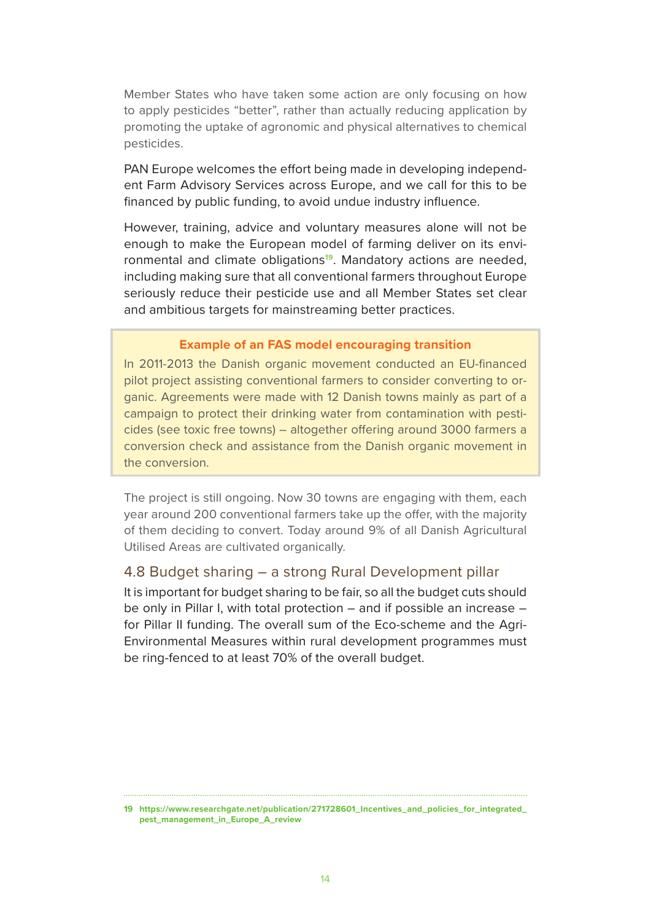Member States who have taken some action are only focusing on how to apply pesticides "better", rather than actually reducing application by promoting the uptake of agronomic and physical alternatives to chemical pesticides.

PAN Europe welcomes the effort being made in developing independent Farm Advisory Services across Europe, and we call for this to be financed by public funding, to avoid undue industry influence.

However, training, advice and voluntary measures alone will not be enough to make the European model of farming deliver on its environmental and climate obligations[19]. Mandatory actions are needed, including making sure that all conventional farmers throughout Europe seriously reduce their pesticide use and all Member States set clear and ambitious targets for mainstreaming better practices.

**Example of an FAS model encouraging transition**

In 2011-2013 the Danish organic movement conducted an EU-financed pilot project assisting conventional farmers to consider converting to organic. Agreements were made with 12 Danish towns mainly as part of a campaign to protect their drinking water from contamination with pesticides (see toxic free towns) – altogether offering around 3000 farmers a conversion check and assistance from the Danish organic movement in the conversion.

The project is still ongoing. Now 30 towns are engaging with them, each year around 200 conventional farmers take up the offer, with the majority of them deciding to convert. Today around 9% of all Danish Agricultural Utilised Areas are cultivated organically.

### 4.8 Budget sharing – a strong Rural Development pillar

It is important for budget sharing to be fair, so all the budget cuts should be only in Pillar I, with total protection – and if possible an increase – for Pillar II funding. The overall sum of the Eco-scheme and the Agri-Environmental Measures within rural development programmes must be ring-fenced to at least 70% of the overall budget.

---

19 https://www.researchgate.net/publication/271728601_Incentives_and_policies_for_integrated_pest_management_in_Europe_A_review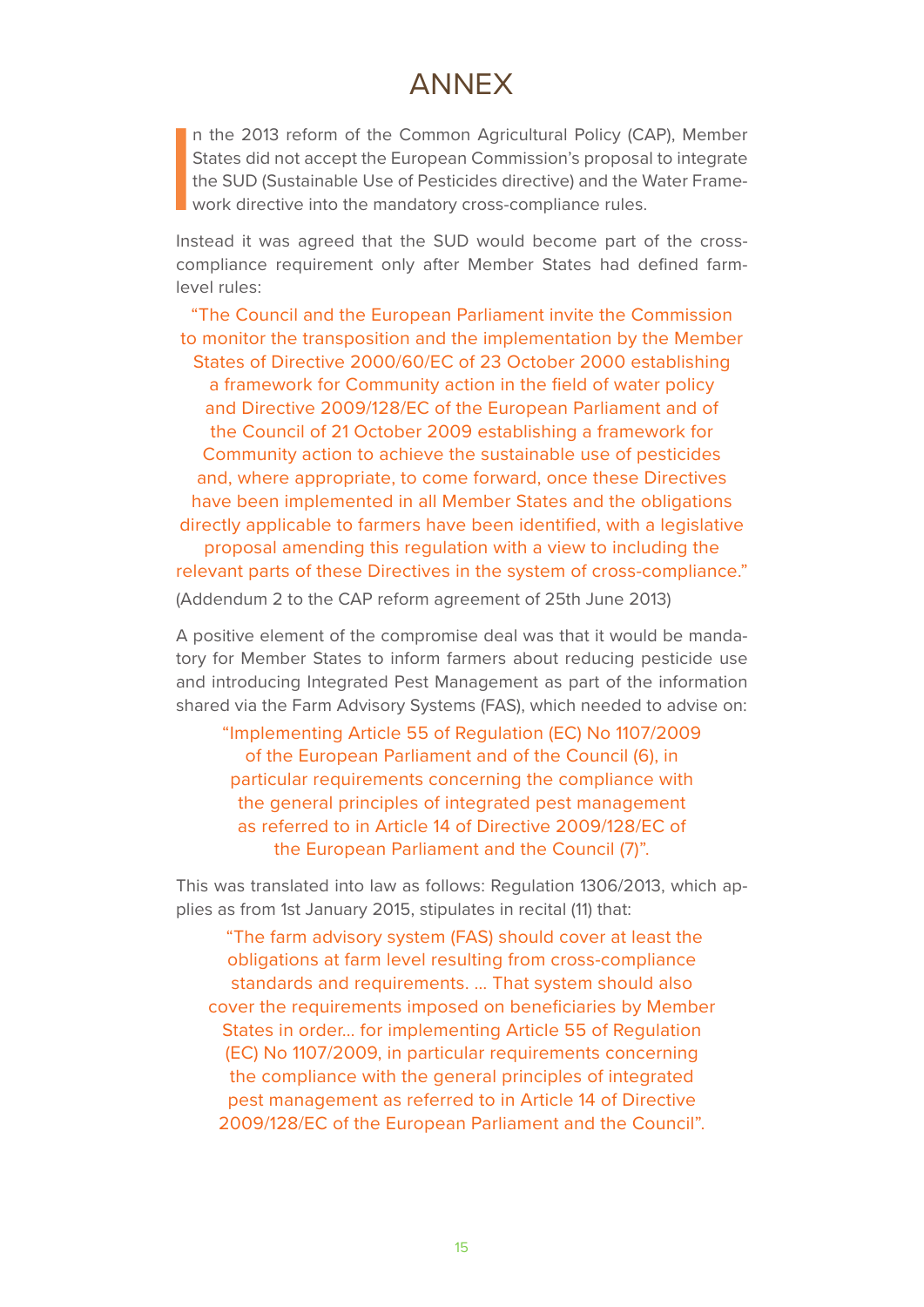# ANNEX

In the 2013 reform of the Common Agricultural Policy (CAP), Member States did not accept the European Commission's proposal to integrate the SUD (Sustainable Use of Pesticides directive) and the Water Framework directive into the mandatory cross-compliance rules.

Instead it was agreed that the SUD would become part of the cross-compliance requirement only after Member States had defined farm-level rules:

> "The Council and the European Parliament invite the Commission to monitor the transposition and the implementation by the Member States of Directive 2000/60/EC of 23 October 2000 establishing a framework for Community action in the field of water policy and Directive 2009/128/EC of the European Parliament and of the Council of 21 October 2009 establishing a framework for Community action to achieve the sustainable use of pesticides and, where appropriate, to come forward, once these Directives have been implemented in all Member States and the obligations directly applicable to farmers have been identified, with a legislative proposal amending this regulation with a view to including the relevant parts of these Directives in the system of cross-compliance."

(Addendum 2 to the CAP reform agreement of 25th June 2013)

A positive element of the compromise deal was that it would be mandatory for Member States to inform farmers about reducing pesticide use and introducing Integrated Pest Management as part of the information shared via the Farm Advisory Systems (FAS), which needed to advise on:

> "Implementing Article 55 of Regulation (EC) No 1107/2009 of the European Parliament and of the Council (6), in particular requirements concerning the compliance with the general principles of integrated pest management as referred to in Article 14 of Directive 2009/128/EC of the European Parliament and the Council (7)".

This was translated into law as follows: Regulation 1306/2013, which applies as from 1st January 2015, stipulates in recital (11) that:

> "The farm advisory system (FAS) should cover at least the obligations at farm level resulting from cross-compliance standards and requirements. … That system should also cover the requirements imposed on beneficiaries by Member States in order… for implementing Article 55 of Regulation (EC) No 1107/2009, in particular requirements concerning the compliance with the general principles of integrated pest management as referred to in Article 14 of Directive 2009/128/EC of the European Parliament and the Council".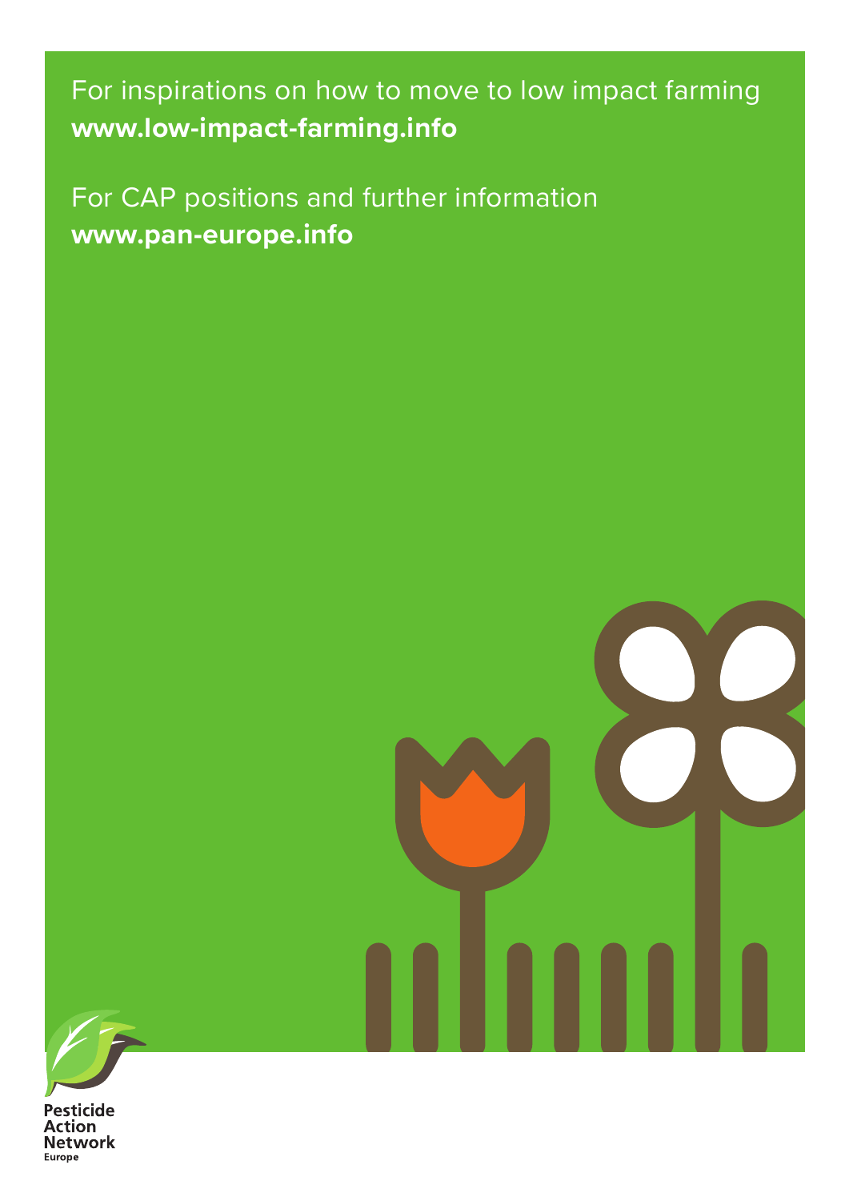For inspirations on how to move to low impact farming
**www.low-impact-farming.info**

For CAP positions and further information
**www.pan-europe.info**

Pesticide Action Network Europe